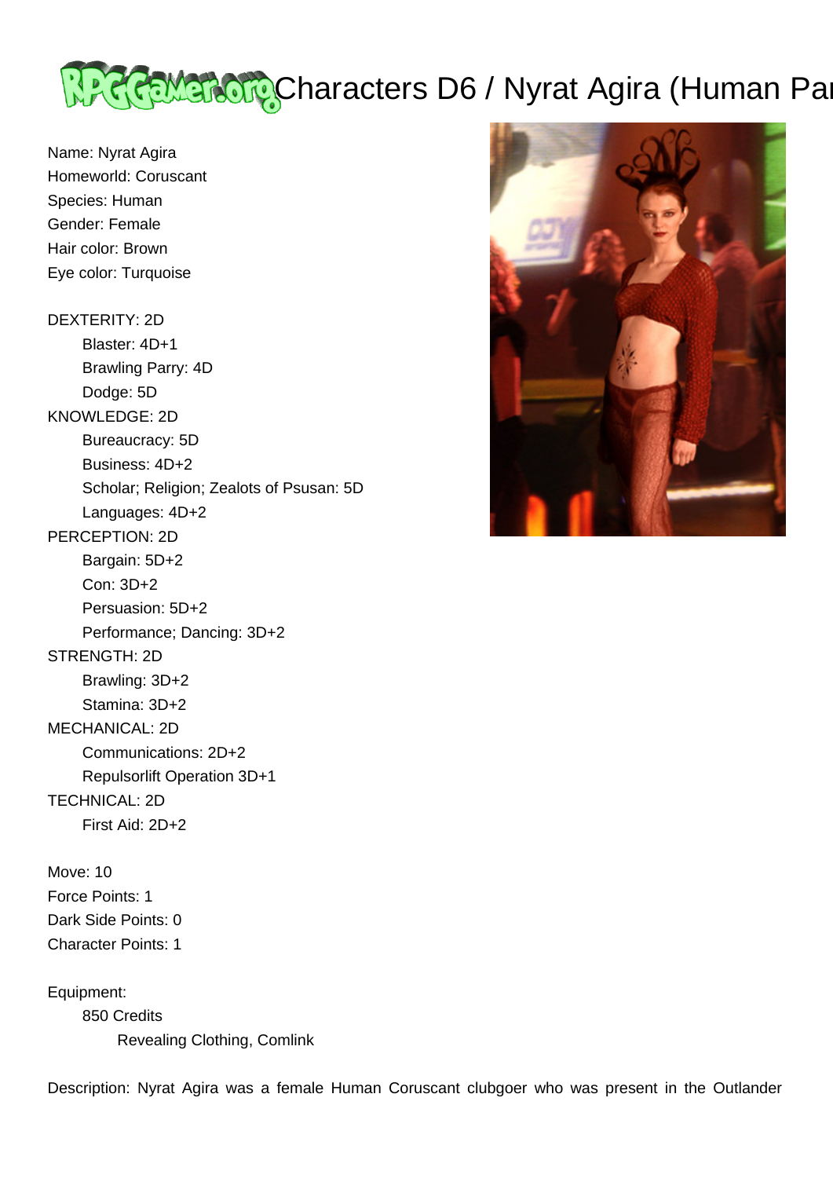# Characters D6 / Nyrat Agira (Human Par

Name: Nyrat Agira
Homeworld: Coruscant
Species: Human
Gender: Female
Hair color: Brown
Eye color: Turquoise

DEXTERITY: 2D
- Blaster: 4D+1
- Brawling Parry: 4D
- Dodge: 5D

KNOWLEDGE: 2D
- Bureaucracy: 5D
- Business: 4D+2
- Scholar; Religion; Zealots of Psusan: 5D
- Languages: 4D+2

PERCEPTION: 2D
- Bargain: 5D+2
- Con: 3D+2
- Persuasion: 5D+2
- Performance; Dancing: 3D+2

STRENGTH: 2D
- Brawling: 3D+2
- Stamina: 3D+2

MECHANICAL: 2D
- Communications: 2D+2
- Repulsorlift Operation 3D+1

TECHNICAL: 2D
- First Aid: 2D+2

Move: 10
Force Points: 1
Dark Side Points: 0
Character Points: 1

Equipment:
- 850 Credits
  - Revealing Clothing, Comlink

Description: Nyrat Agira was a female Human Coruscant clubgoer who was present in the Outlander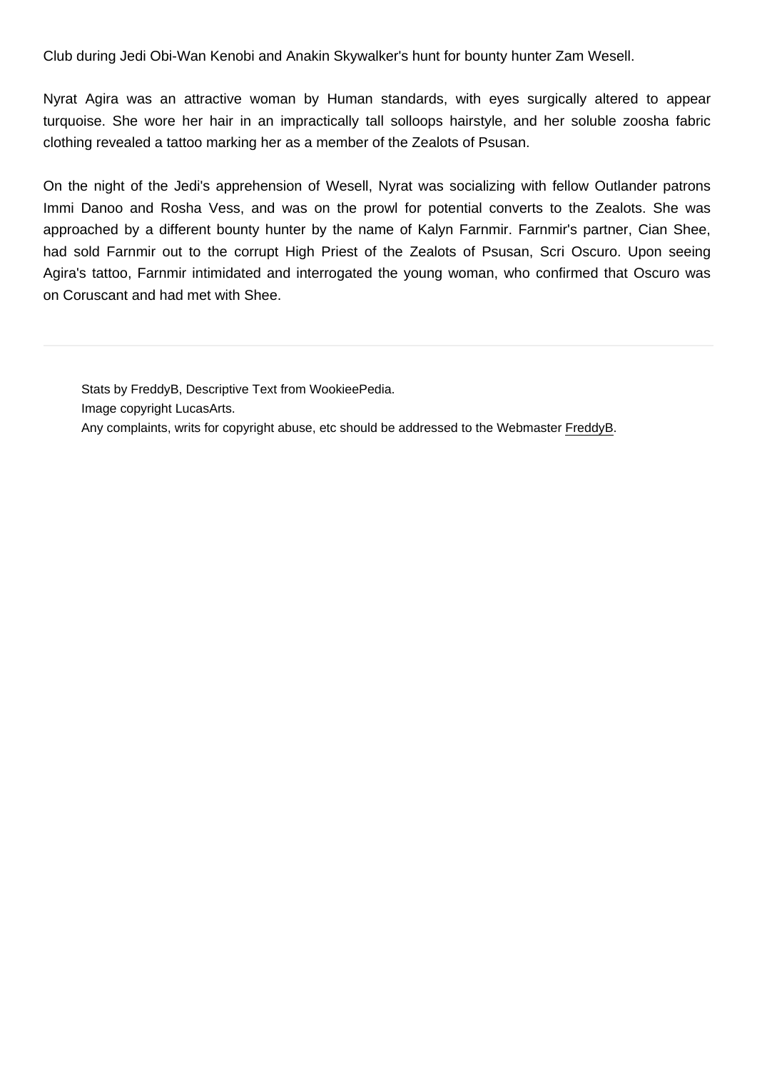Club during Jedi Obi-Wan Kenobi and Anakin Skywalker's hunt for bounty hunter Zam Wesell.

Nyrat Agira was an attractive woman by Human standards, with eyes surgically altered to appear turquoise. She wore her hair in an impractically tall solloops hairstyle, and her soluble zoosha fabric clothing revealed a tattoo marking her as a member of the Zealots of Psusan.

On the night of the Jedi's apprehension of Wesell, Nyrat was socializing with fellow Outlander patrons Immi Danoo and Rosha Vess, and was on the prowl for potential converts to the Zealots. She was approached by a different bounty hunter by the name of Kalyn Farnmir. Farnmir's partner, Cian Shee, had sold Farnmir out to the corrupt High Priest of the Zealots of Psusan, Scri Oscuro. Upon seeing Agira's tattoo, Farnmir intimidated and interrogated the young woman, who confirmed that Oscuro was on Coruscant and had met with Shee.

---

Stats by FreddyB, Descriptive Text from WookieePedia.
Image copyright LucasArts.
Any complaints, writs for copyright abuse, etc should be addressed to the Webmaster FreddyB.